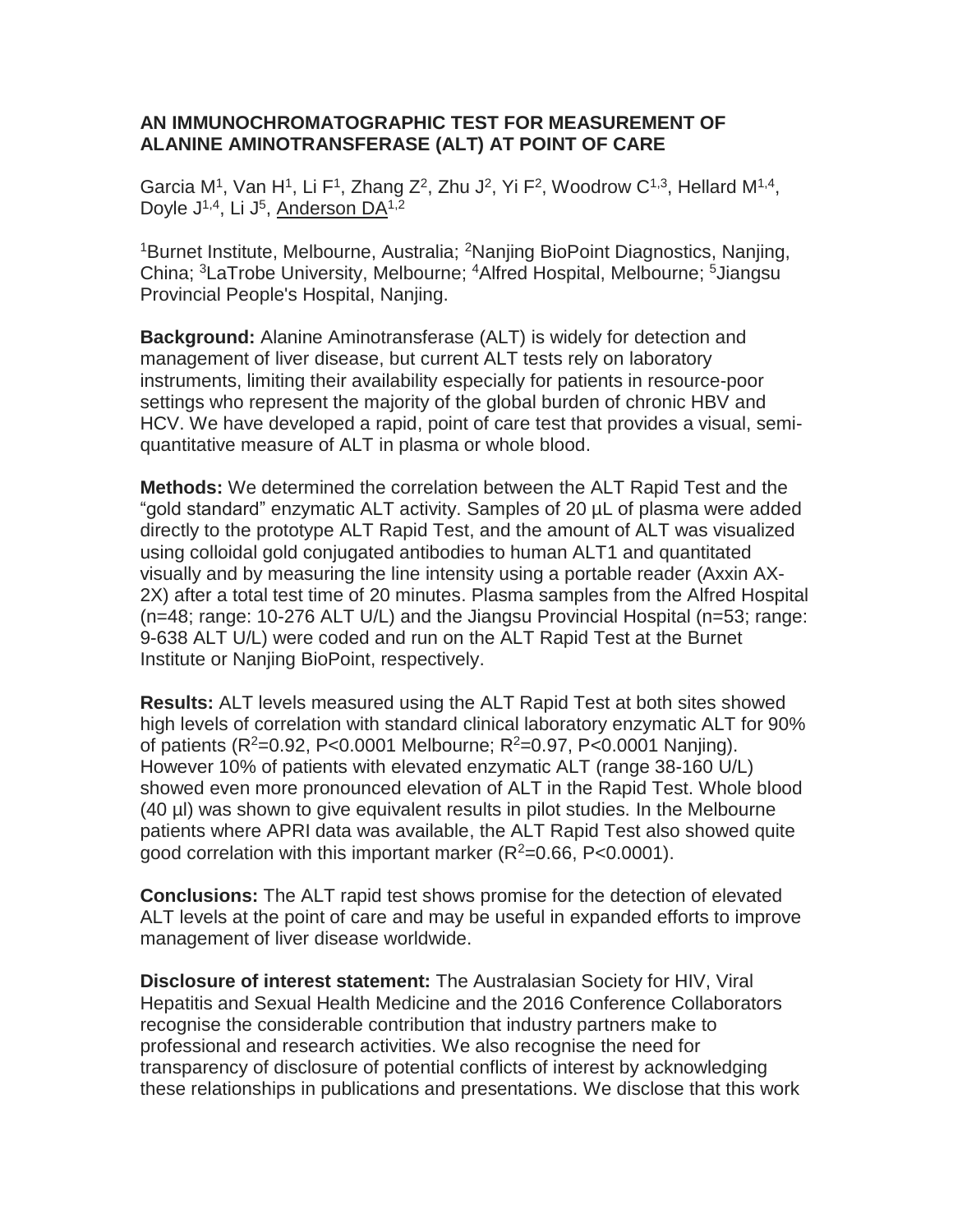# AN IMMUNOCHROMATOGRAPHIC TEST FOR MEASUREMENT OF ALANINE AMINOTRANSFERASE (ALT) AT POINT OF CARE

Garcia M[1], Van H[1], Li F[1], Zhang Z[2], Zhu J[2], Yi F[2], Woodrow C[1,3], Hellard M[1,4], Doyle J[1,4], Li J[5], Anderson DA[1,2]

[1]Burnet Institute, Melbourne, Australia; [2]Nanjing BioPoint Diagnostics, Nanjing, China; [3]LaTrobe University, Melbourne; [4]Alfred Hospital, Melbourne; [5]Jiangsu Provincial People's Hospital, Nanjing.

**Background:** Alanine Aminotransferase (ALT) is widely for detection and management of liver disease, but current ALT tests rely on laboratory instruments, limiting their availability especially for patients in resource-poor settings who represent the majority of the global burden of chronic HBV and HCV. We have developed a rapid, point of care test that provides a visual, semi-quantitative measure of ALT in plasma or whole blood.

**Methods:** We determined the correlation between the ALT Rapid Test and the "gold standard" enzymatic ALT activity. Samples of 20 µL of plasma were added directly to the prototype ALT Rapid Test, and the amount of ALT was visualized using colloidal gold conjugated antibodies to human ALT1 and quantitated visually and by measuring the line intensity using a portable reader (Axxin AX-2X) after a total test time of 20 minutes. Plasma samples from the Alfred Hospital (n=48; range: 10-276 ALT U/L) and the Jiangsu Provincial Hospital (n=53; range: 9-638 ALT U/L) were coded and run on the ALT Rapid Test at the Burnet Institute or Nanjing BioPoint, respectively.

**Results:** ALT levels measured using the ALT Rapid Test at both sites showed high levels of correlation with standard clinical laboratory enzymatic ALT for 90% of patients ($R^2$=0.92, P<0.0001 Melbourne; $R^2$=0.97, P<0.0001 Nanjing). However 10% of patients with elevated enzymatic ALT (range 38-160 U/L) showed even more pronounced elevation of ALT in the Rapid Test. Whole blood (40 µl) was shown to give equivalent results in pilot studies. In the Melbourne patients where APRI data was available, the ALT Rapid Test also showed quite good correlation with this important marker ($R^2$=0.66, P<0.0001).

**Conclusions:** The ALT rapid test shows promise for the detection of elevated ALT levels at the point of care and may be useful in expanded efforts to improve management of liver disease worldwide.

**Disclosure of interest statement:** The Australasian Society for HIV, Viral Hepatitis and Sexual Health Medicine and the 2016 Conference Collaborators recognise the considerable contribution that industry partners make to professional and research activities. We also recognise the need for transparency of disclosure of potential conflicts of interest by acknowledging these relationships in publications and presentations. We disclose that this work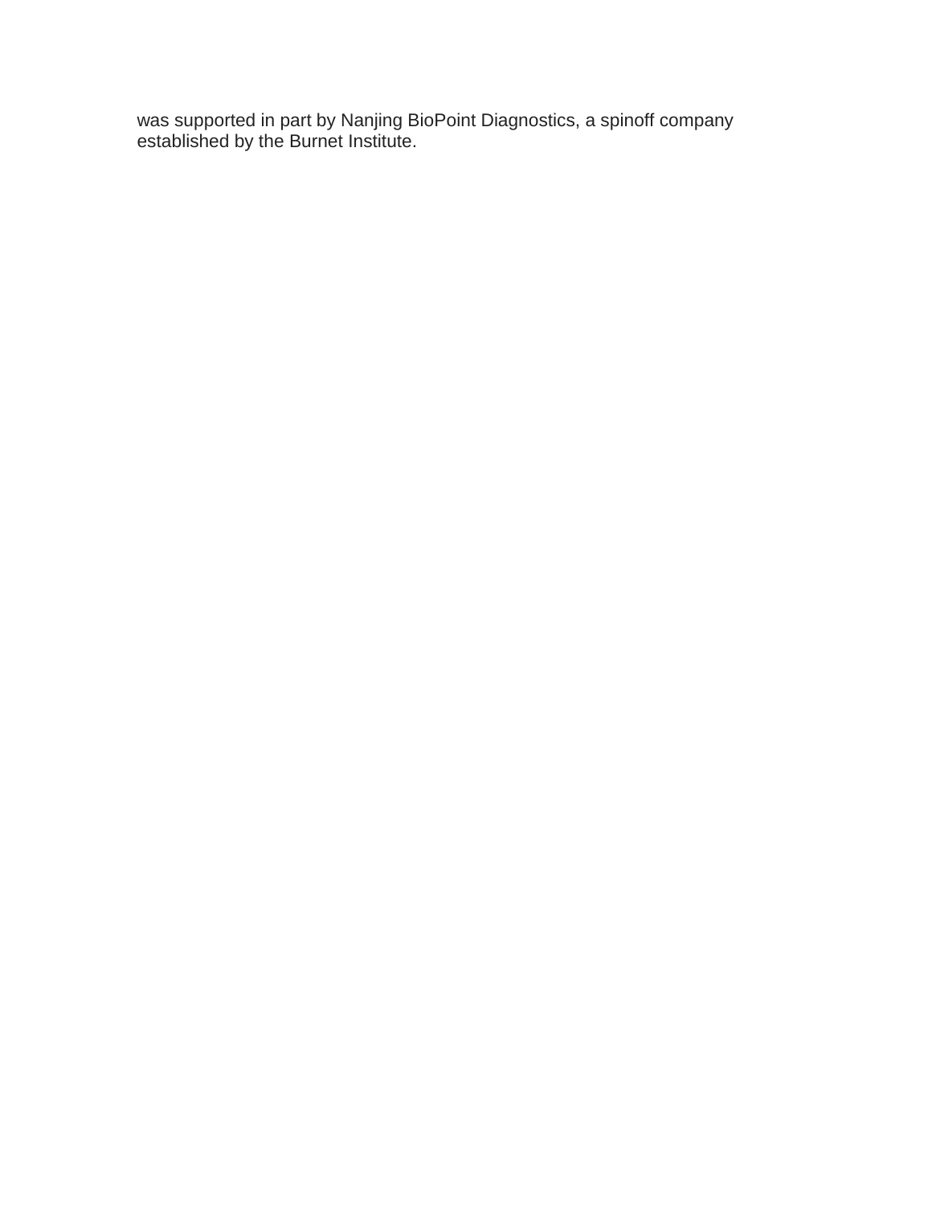was supported in part by Nanjing BioPoint Diagnostics, a spinoff company established by the Burnet Institute.